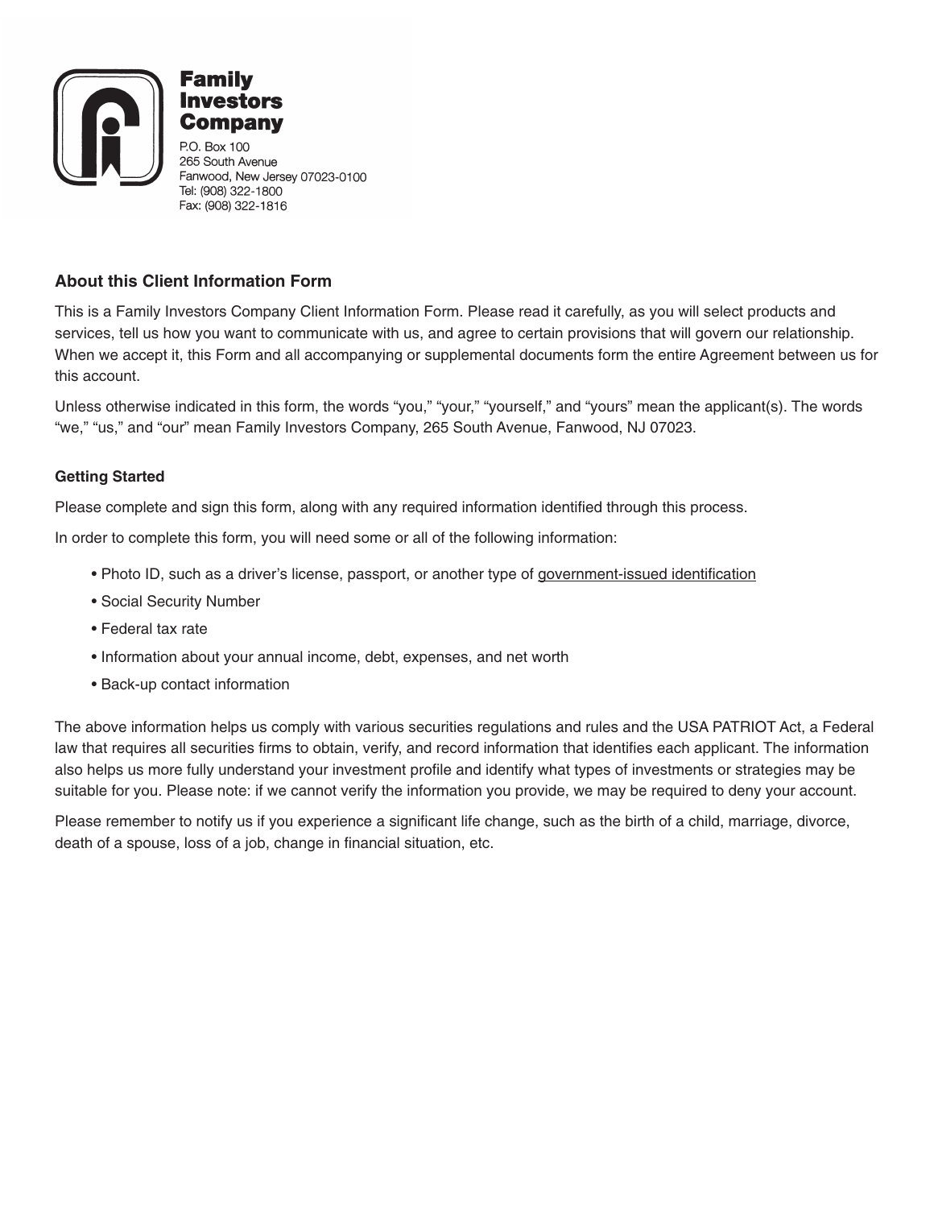**Family Investors Company**

P.O. Box 100
265 South Avenue
Fanwood, New Jersey 07023-0100
Tel: (908) 322-1800
Fax: (908) 322-1816

## About this Client Information Form

This is a Family Investors Company Client Information Form. Please read it carefully, as you will select products and services, tell us how you want to communicate with us, and agree to certain provisions that will govern our relationship. When we accept it, this Form and all accompanying or supplemental documents form the entire Agreement between us for this account.

Unless otherwise indicated in this form, the words "you," "your," "yourself," and "yours" mean the applicant(s). The words "we," "us," and "our" mean Family Investors Company, 265 South Avenue, Fanwood, NJ 07023.

### Getting Started

Please complete and sign this form, along with any required information identified through this process.

In order to complete this form, you will need some or all of the following information:

- Photo ID, such as a driver's license, passport, or another type of government-issued identification
- Social Security Number
- Federal tax rate
- Information about your annual income, debt, expenses, and net worth
- Back-up contact information

The above information helps us comply with various securities regulations and rules and the USA PATRIOT Act, a Federal law that requires all securities firms to obtain, verify, and record information that identifies each applicant. The information also helps us more fully understand your investment profile and identify what types of investments or strategies may be suitable for you. Please note: if we cannot verify the information you provide, we may be required to deny your account.

Please remember to notify us if you experience a significant life change, such as the birth of a child, marriage, divorce, death of a spouse, loss of a job, change in financial situation, etc.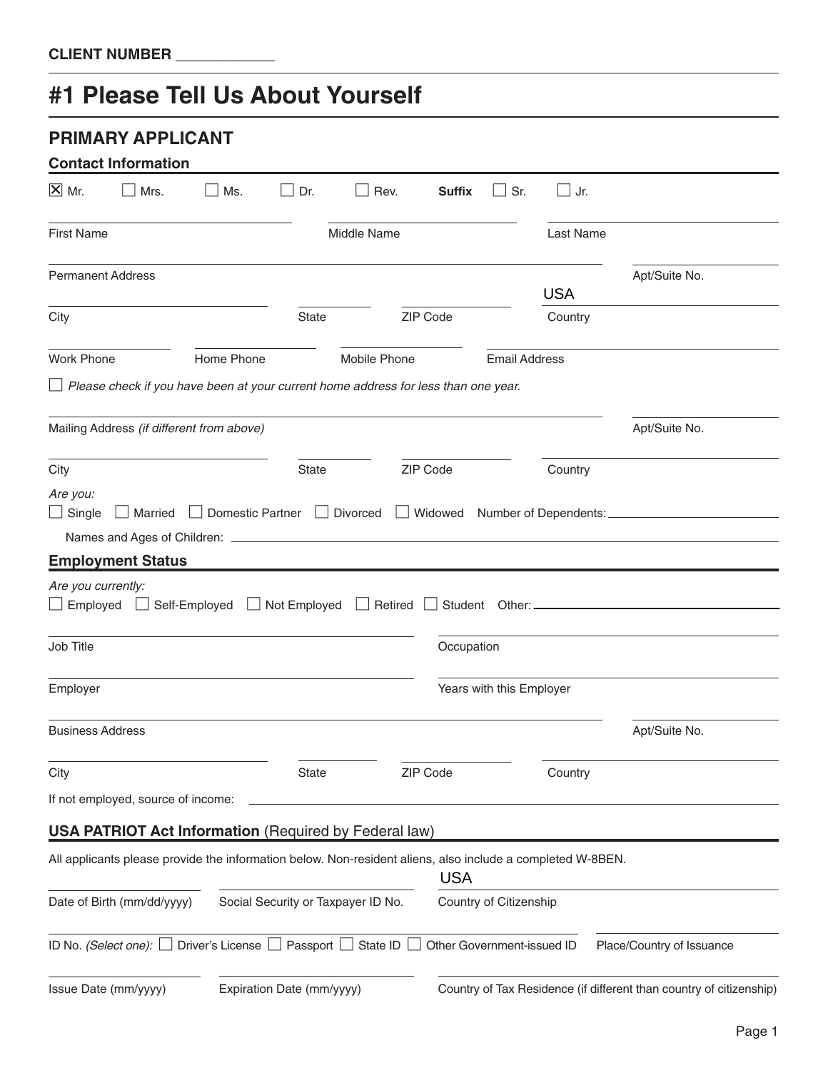CLIENT NUMBER ____________

# #1 Please Tell Us About Yourself

## PRIMARY APPLICANT

### Contact Information

☒ Mr. ☐ Mrs. ☐ Ms. ☐ Dr. ☐ Rev. **Suffix** ☐ Sr. ☐ Jr.

First Name ____________ Middle Name ____________ Last Name ____________

Permanent Address ____________ Apt/Suite No. ____________

City ____________ State ____________ ZIP Code ____________ Country: USA

Work Phone ____________ Home Phone ____________ Mobile Phone ____________ Email Address ____________

☐ *Please check if you have been at your current home address for less than one year.*

Mailing Address *(if different from above)* ____________ Apt/Suite No. ____________

City ____________ State ____________ ZIP Code ____________ Country ____________

*Are you:*

☐ Single ☐ Married ☐ Domestic Partner ☐ Divorced ☐ Widowed Number of Dependents: ____________

Names and Ages of Children: ____________

### Employment Status

*Are you currently:*

☐ Employed ☐ Self-Employed ☐ Not Employed ☐ Retired ☐ Student Other: ____________

Job Title ____________ Occupation ____________

Employer ____________ Years with this Employer ____________

Business Address ____________ Apt/Suite No. ____________

City ____________ State ____________ ZIP Code ____________ Country ____________

If not employed, source of income: ____________

### USA PATRIOT Act Information (Required by Federal law)

All applicants please provide the information below. Non-resident aliens, also include a completed W-8BEN.

Date of Birth (mm/dd/yyyy) ____________ Social Security or Taxpayer ID No. ____________ Country of Citizenship: USA

ID No. *(Select one):* ☐ Driver's License ☐ Passport ☐ State ID ☐ Other Government-issued ID ____________ Place/Country of Issuance ____________

Issue Date (mm/yyyy) ____________ Expiration Date (mm/yyyy) ____________ Country of Tax Residence (if different than country of citizenship) ____________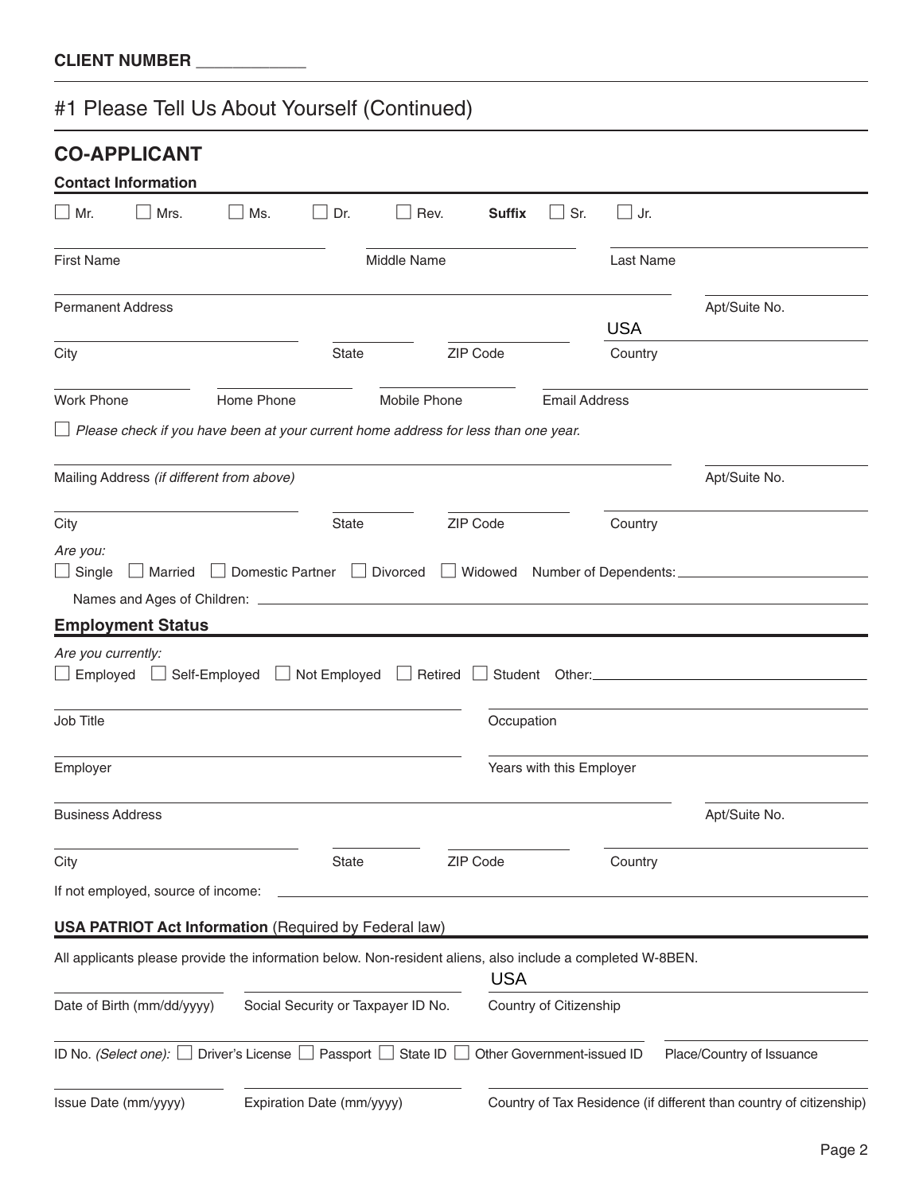CLIENT NUMBER ____________

# #1 Please Tell Us About Yourself (Continued)

## CO-APPLICANT

### Contact Information

☐ Mr. ☐ Mrs. ☐ Ms. ☐ Dr. ☐ Rev. **Suffix** ☐ Sr. ☐ Jr.

First Name ____________ Middle Name ____________ Last Name ____________

Permanent Address ____________ Apt/Suite No. ____________

City ____________ State ____________ ZIP Code ____________ Country USA

Work Phone ____________ Home Phone ____________ Mobile Phone ____________ Email Address ____________

☐ *Please check if you have been at your current home address for less than one year.*

Mailing Address *(if different from above)* ____________ Apt/Suite No. ____________

City ____________ State ____________ ZIP Code ____________ Country ____________

*Are you:*
☐ Single ☐ Married ☐ Domestic Partner ☐ Divorced ☐ Widowed Number of Dependents: ____________

Names and Ages of Children: ____________

### Employment Status

*Are you currently:*
☐ Employed ☐ Self-Employed ☐ Not Employed ☐ Retired ☐ Student Other: ____________

Job Title ____________ Occupation ____________

Employer ____________ Years with this Employer ____________

Business Address ____________ Apt/Suite No. ____________

City ____________ State ____________ ZIP Code ____________ Country ____________

If not employed, source of income: ____________

### USA PATRIOT Act Information (Required by Federal law)

All applicants please provide the information below. Non-resident aliens, also include a completed W-8BEN.

Date of Birth (mm/dd/yyyy) ____________ Social Security or Taxpayer ID No. ____________ Country of Citizenship USA

ID No. *(Select one):* ☐ Driver's License ☐ Passport ☐ State ID ☐ Other Government-issued ID ____________ Place/Country of Issuance ____________

Issue Date (mm/yyyy) ____________ Expiration Date (mm/yyyy) ____________ Country of Tax Residence (if different than country of citizenship) ____________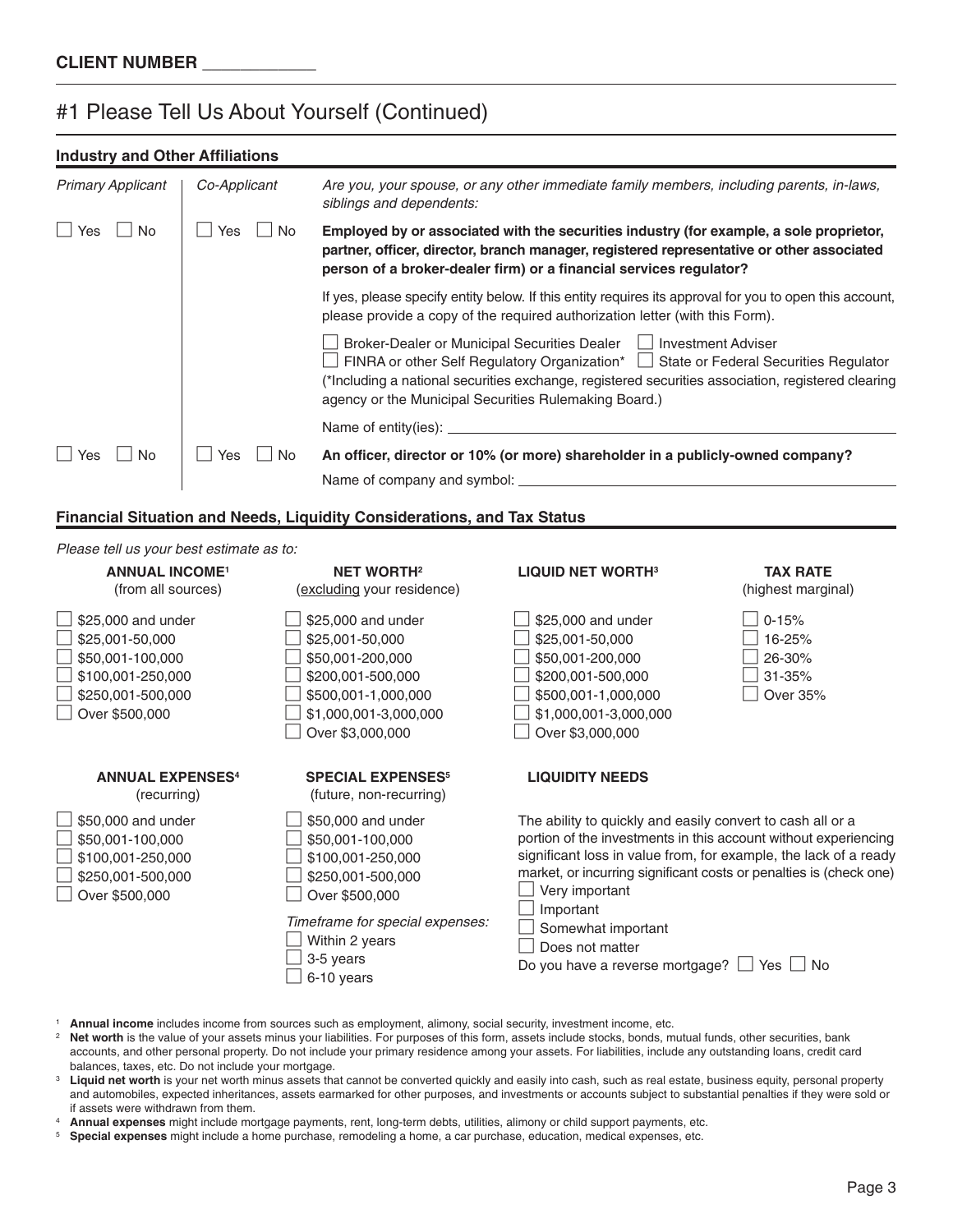CLIENT NUMBER ____________

# #1 Please Tell Us About Yourself (Continued)

### Industry and Other Affiliations

| *Primary Applicant* | *Co-Applicant* | *Are you, your spouse, or any other immediate family members, including parents, in-laws, siblings and dependents:* |
|---|---|---|
| ☐ Yes ☐ No | ☐ Yes ☐ No | **Employed by or associated with the securities industry (for example, a sole proprietor, partner, officer, director, branch manager, registered representative or other associated person of a broker-dealer firm) or a financial services regulator?** |
| | | If yes, please specify entity below. If this entity requires its approval for you to open this account, please provide a copy of the required authorization letter (with this Form). |
| | | ☐ Broker-Dealer or Municipal Securities Dealer ☐ Investment Adviser ☐ FINRA or other Self Regulatory Organization* ☐ State or Federal Securities Regulator (*Including a national securities exchange, registered securities association, registered clearing agency or the Municipal Securities Rulemaking Board.) |
| | | Name of entity(ies): ____________ |
| ☐ Yes ☐ No | ☐ Yes ☐ No | **An officer, director or 10% (or more) shareholder in a publicly-owned company?** |
| | | Name of company and symbol: ____________ |

### Financial Situation and Needs, Liquidity Considerations, and Tax Status

*Please tell us your best estimate as to:*

| **ANNUAL INCOME**[1] (from all sources) | **NET WORTH**[2] (excluding your residence) | **LIQUID NET WORTH**[3] | **TAX RATE** (highest marginal) |
|---|---|---|---|
| ☐ $25,000 and under | ☐ $25,000 and under | ☐ $25,000 and under | ☐ 0-15% |
| ☐ $25,001-50,000 | ☐ $25,001-50,000 | ☐ $25,001-50,000 | ☐ 16-25% |
| ☐ $50,001-100,000 | ☐ $50,001-200,000 | ☐ $50,001-200,000 | ☐ 26-30% |
| ☐ $100,001-250,000 | ☐ $200,001-500,000 | ☐ $200,001-500,000 | ☐ 31-35% |
| ☐ $250,001-500,000 | ☐ $500,001-1,000,000 | ☐ $500,001-1,000,000 | ☐ Over 35% |
| ☐ Over $500,000 | ☐ $1,000,001-3,000,000 | ☐ $1,000,001-3,000,000 | |
| | ☐ Over $3,000,000 | ☐ Over $3,000,000 | |

| **ANNUAL EXPENSES**[4] (recurring) | **SPECIAL EXPENSES**[5] (future, non-recurring) |
|---|---|
| ☐ $50,000 and under | ☐ $50,000 and under |
| ☐ $50,001-100,000 | ☐ $50,001-100,000 |
| ☐ $100,001-250,000 | ☐ $100,001-250,000 |
| ☐ $250,001-500,000 | ☐ $250,001-500,000 |
| ☐ Over $500,000 | ☐ Over $500,000 |

*Timeframe for special expenses:*

☐ Within 2 years
☐ 3-5 years
☐ 6-10 years

**LIQUIDITY NEEDS**

The ability to quickly and easily convert to cash all or a portion of the investments in this account without experiencing significant loss in value from, for example, the lack of a ready market, or incurring significant costs or penalties is (check one)

☐ Very important
☐ Important
☐ Somewhat important
☐ Does not matter

Do you have a reverse mortgage? ☐ Yes ☐ No

[1] **Annual income** includes income from sources such as employment, alimony, social security, investment income, etc.

[2] **Net worth** is the value of your assets minus your liabilities. For purposes of this form, assets include stocks, bonds, mutual funds, other securities, bank accounts, and other personal property. Do not include your primary residence among your assets. For liabilities, include any outstanding loans, credit card balances, taxes, etc. Do not include your mortgage.

[3] **Liquid net worth** is your net worth minus assets that cannot be converted quickly and easily into cash, such as real estate, business equity, personal property and automobiles, expected inheritances, assets earmarked for other purposes, and investments or accounts subject to substantial penalties if they were sold or if assets were withdrawn from them.

[4] **Annual expenses** might include mortgage payments, rent, long-term debts, utilities, alimony or child support payments, etc.

[5] **Special expenses** might include a home purchase, remodeling a home, a car purchase, education, medical expenses, etc.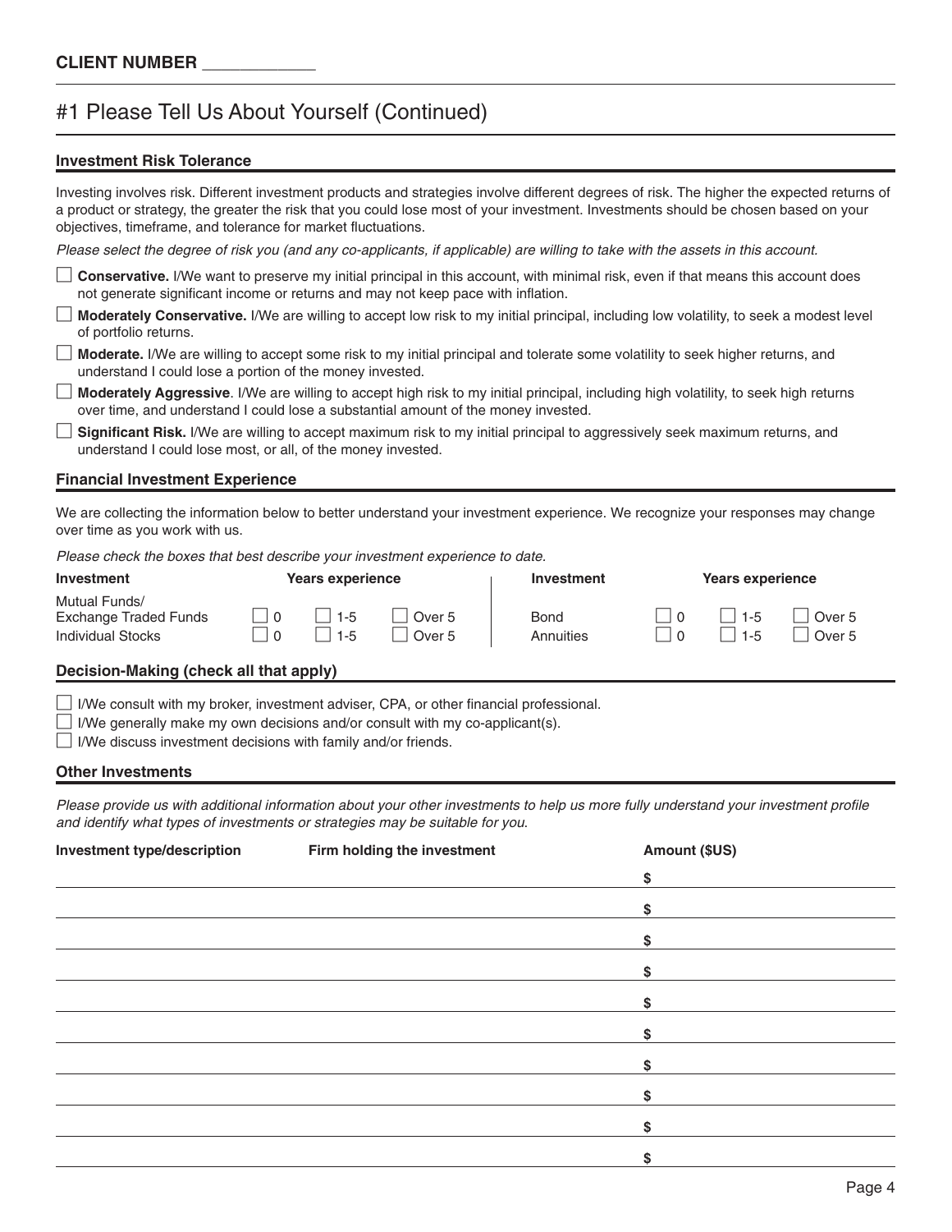**CLIENT NUMBER ____________**

# #1 Please Tell Us About Yourself (Continued)

## Investment Risk Tolerance

Investing involves risk. Different investment products and strategies involve different degrees of risk. The higher the expected returns of a product or strategy, the greater the risk that you could lose most of your investment. Investments should be chosen based on your objectives, timeframe, and tolerance for market fluctuations.

*Please select the degree of risk you (and any co-applicants, if applicable) are willing to take with the assets in this account.*

☐ **Conservative.** I/We want to preserve my initial principal in this account, with minimal risk, even if that means this account does not generate significant income or returns and may not keep pace with inflation.

☐ **Moderately Conservative.** I/We are willing to accept low risk to my initial principal, including low volatility, to seek a modest level of portfolio returns.

☐ **Moderate.** I/We are willing to accept some risk to my initial principal and tolerate some volatility to seek higher returns, and understand I could lose a portion of the money invested.

☐ **Moderately Aggressive**. I/We are willing to accept high risk to my initial principal, including high volatility, to seek high returns over time, and understand I could lose a substantial amount of the money invested.

☐ **Significant Risk.** I/We are willing to accept maximum risk to my initial principal to aggressively seek maximum returns, and understand I could lose most, or all, of the money invested.

## Financial Investment Experience

We are collecting the information below to better understand your investment experience. We recognize your responses may change over time as you work with us.

*Please check the boxes that best describe your investment experience to date.*

| Investment | Years experience | | | Investment | Years experience | | |
|---|---|---|---|---|---|---|---|
| Mutual Funds/ Exchange Traded Funds | ☐ 0 | ☐ 1-5 | ☐ Over 5 | Bond | ☐ 0 | ☐ 1-5 | ☐ Over 5 |
| Individual Stocks | ☐ 0 | ☐ 1-5 | ☐ Over 5 | Annuities | ☐ 0 | ☐ 1-5 | ☐ Over 5 |

## Decision-Making (check all that apply)

☐ I/We consult with my broker, investment adviser, CPA, or other financial professional.

☐ I/We generally make my own decisions and/or consult with my co-applicant(s).

☐ I/We discuss investment decisions with family and/or friends.

## Other Investments

*Please provide us with additional information about your other investments to help us more fully understand your investment profile and identify what types of investments or strategies may be suitable for you.*

| Investment type/description | Firm holding the investment | Amount ($US) |
|---|---|---|
| | | $ |
| | | $ |
| | | $ |
| | | $ |
| | | $ |
| | | $ |
| | | $ |
| | | $ |
| | | $ |
| | | $ |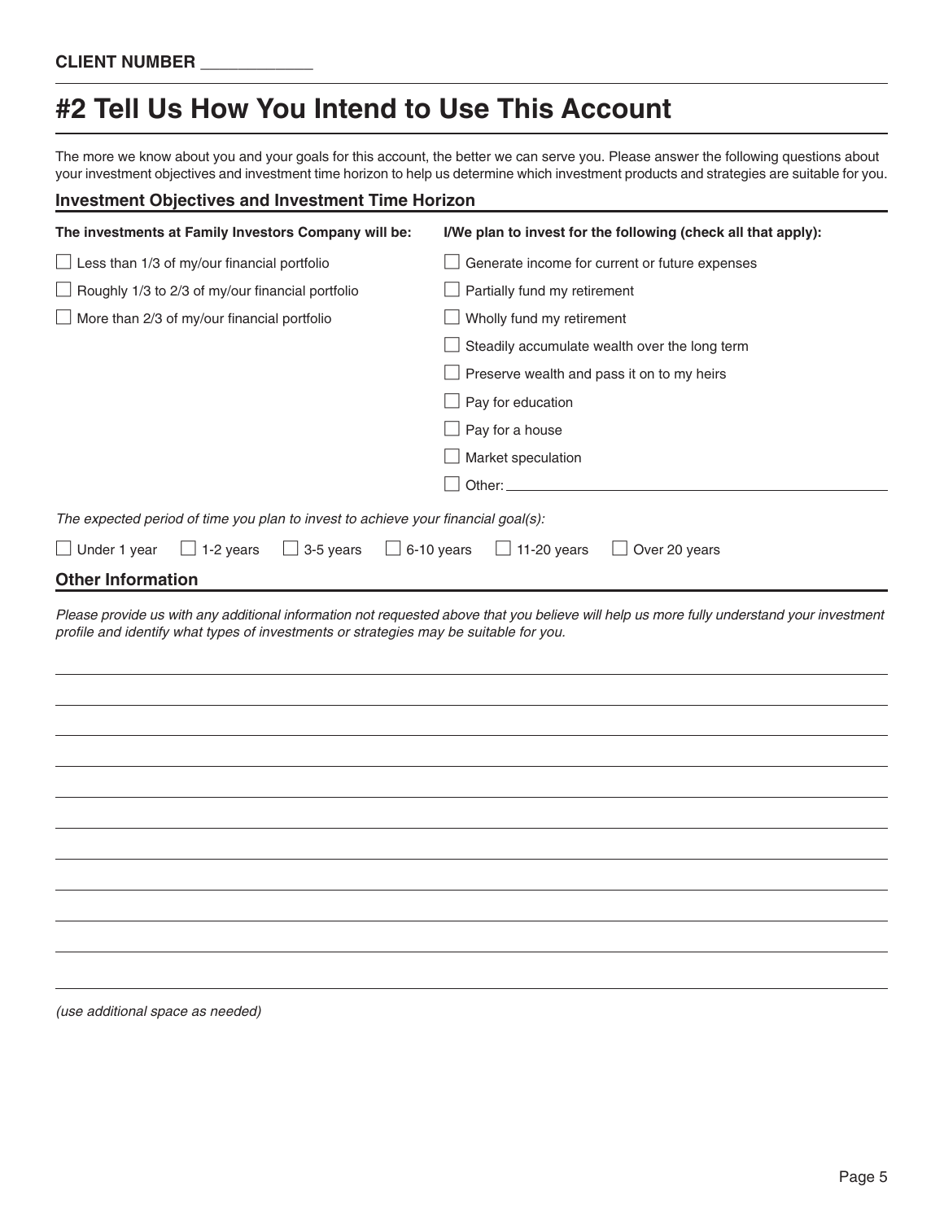**CLIENT NUMBER ____________**

# #2 Tell Us How You Intend to Use This Account

The more we know about you and your goals for this account, the better we can serve you. Please answer the following questions about your investment objectives and investment time horizon to help us determine which investment products and strategies are suitable for you.

## Investment Objectives and Investment Time Horizon

**The investments at Family Investors Company will be:**

- ☐ Less than 1/3 of my/our financial portfolio
- ☐ Roughly 1/3 to 2/3 of my/our financial portfolio
- ☐ More than 2/3 of my/our financial portfolio

**I/We plan to invest for the following (check all that apply):**

- ☐ Generate income for current or future expenses
- ☐ Partially fund my retirement
- ☐ Wholly fund my retirement
- ☐ Steadily accumulate wealth over the long term
- ☐ Preserve wealth and pass it on to my heirs
- ☐ Pay for education
- ☐ Pay for a house
- ☐ Market speculation
- ☐ Other: ______________________________

*The expected period of time you plan to invest to achieve your financial goal(s):*

☐ Under 1 year ☐ 1-2 years ☐ 3-5 years ☐ 6-10 years ☐ 11-20 years ☐ Over 20 years

## Other Information

*Please provide us with any additional information not requested above that you believe will help us more fully understand your investment profile and identify what types of investments or strategies may be suitable for you.*

______________________________________________________________________

______________________________________________________________________

______________________________________________________________________

______________________________________________________________________

______________________________________________________________________

______________________________________________________________________

______________________________________________________________________

______________________________________________________________________

______________________________________________________________________

______________________________________________________________________

*(use additional space as needed)*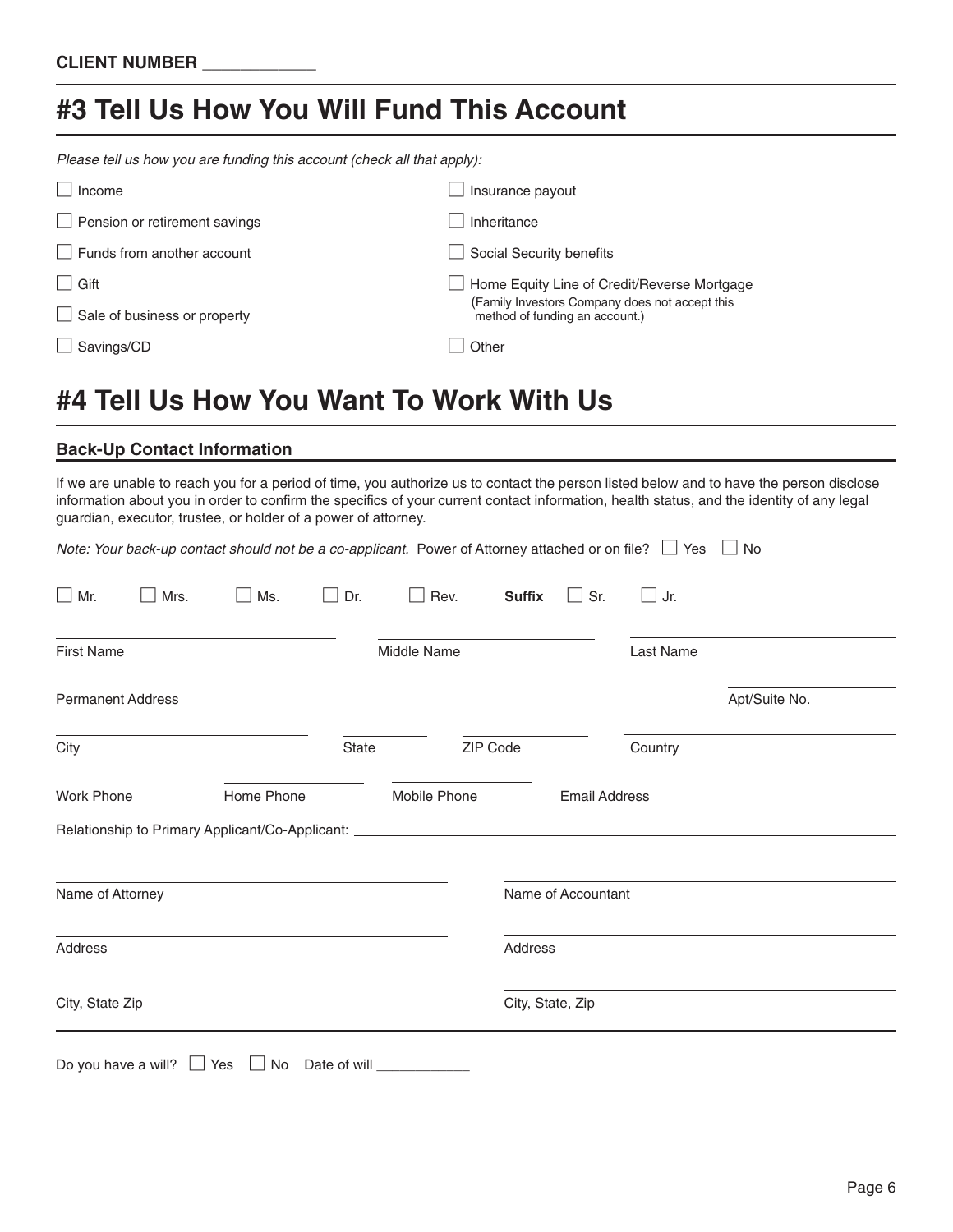**CLIENT NUMBER** ____________

# #3 Tell Us How You Will Fund This Account

*Please tell us how you are funding this account (check all that apply):*

- ☐ Income
- ☐ Pension or retirement savings
- ☐ Funds from another account
- ☐ Gift
- ☐ Sale of business or property
- ☐ Savings/CD
- ☐ Insurance payout
- ☐ Inheritance
- ☐ Social Security benefits
- ☐ Home Equity Line of Credit/Reverse Mortgage (Family Investors Company does not accept this method of funding an account.)
- ☐ Other

# #4 Tell Us How You Want To Work With Us

## Back-Up Contact Information

If we are unable to reach you for a period of time, you authorize us to contact the person listed below and to have the person disclose information about you in order to confirm the specifics of your current contact information, health status, and the identity of any legal guardian, executor, trustee, or holder of a power of attorney.

*Note: Your back-up contact should not be a co-applicant.* Power of Attorney attached or on file? ☐ Yes ☐ No

☐ Mr. ☐ Mrs. ☐ Ms. ☐ Dr. ☐ Rev. **Suffix** ☐ Sr. ☐ Jr.

First Name ____________ Middle Name ____________ Last Name ____________

Permanent Address ____________ Apt/Suite No. ____________

City ____________ State ____________ ZIP Code ____________ Country ____________

Work Phone ____________ Home Phone ____________ Mobile Phone ____________ Email Address ____________

Relationship to Primary Applicant/Co-Applicant: ____________

Name of Attorney ____________

Address ____________

City, State Zip ____________

Name of Accountant ____________

Address ____________

City, State, Zip ____________

Do you have a will? ☐ Yes ☐ No Date of will ____________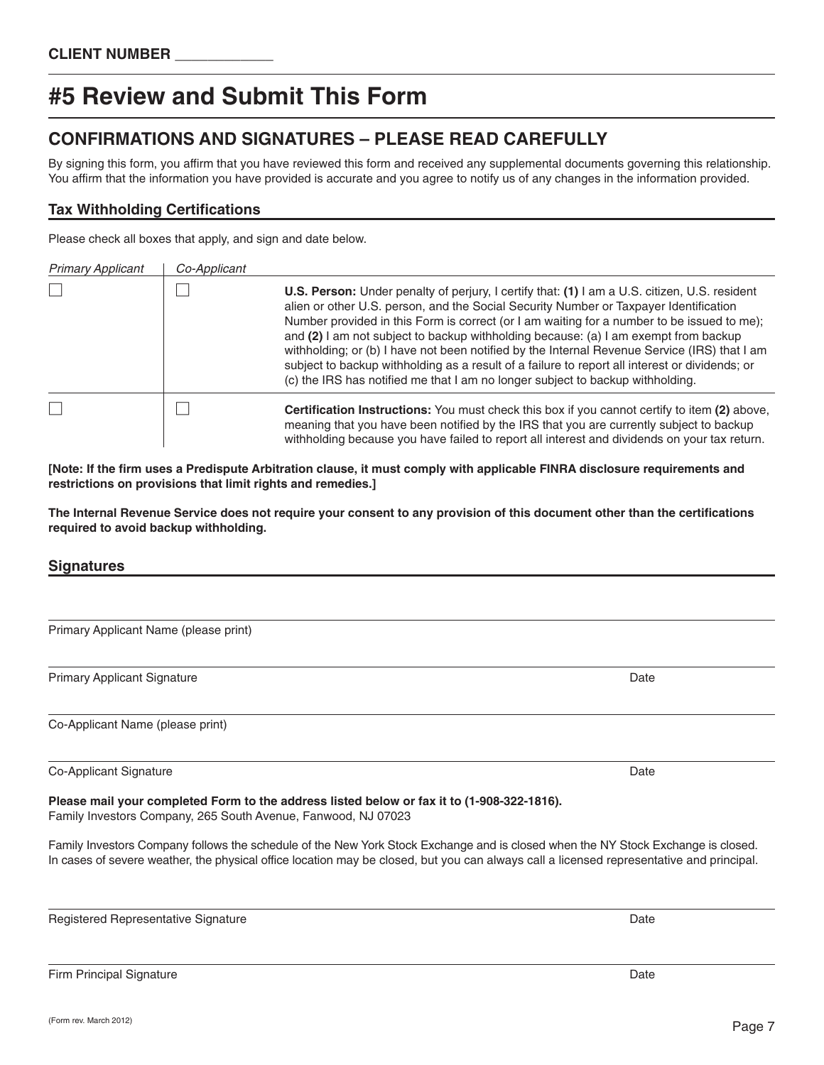CLIENT NUMBER ____________

# #5 Review and Submit This Form

## CONFIRMATIONS AND SIGNATURES – PLEASE READ CAREFULLY

By signing this form, you affirm that you have reviewed this form and received any supplemental documents governing this relationship. You affirm that the information you have provided is accurate and you agree to notify us of any changes in the information provided.

### Tax Withholding Certifications

Please check all boxes that apply, and sign and date below.

| *Primary Applicant* | *Co-Applicant* | |
|---|---|---|
| ☐ | ☐ | **U.S. Person:** Under penalty of perjury, I certify that: **(1)** I am a U.S. citizen, U.S. resident alien or other U.S. person, and the Social Security Number or Taxpayer Identification Number provided in this Form is correct (or I am waiting for a number to be issued to me); and **(2)** I am not subject to backup withholding because: (a) I am exempt from backup withholding; or (b) I have not been notified by the Internal Revenue Service (IRS) that I am subject to backup withholding as a result of a failure to report all interest or dividends; or (c) the IRS has notified me that I am no longer subject to backup withholding. |
| ☐ | ☐ | **Certification Instructions:** You must check this box if you cannot certify to item **(2)** above, meaning that you have been notified by the IRS that you are currently subject to backup withholding because you have failed to report all interest and dividends on your tax return. |

**[Note: If the firm uses a Predispute Arbitration clause, it must comply with applicable FINRA disclosure requirements and restrictions on provisions that limit rights and remedies.]**

**The Internal Revenue Service does not require your consent to any provision of this document other than the certifications required to avoid backup withholding.**

### Signatures

Primary Applicant Name (please print)

Primary Applicant Signature Date

Co-Applicant Name (please print)

Co-Applicant Signature Date

**Please mail your completed Form to the address listed below or fax it to (1-908-322-1816).**
Family Investors Company, 265 South Avenue, Fanwood, NJ 07023

Family Investors Company follows the schedule of the New York Stock Exchange and is closed when the NY Stock Exchange is closed. In cases of severe weather, the physical office location may be closed, but you can always call a licensed representative and principal.

Registered Representative Signature Date

Firm Principal Signature Date

(Form rev. March 2012)